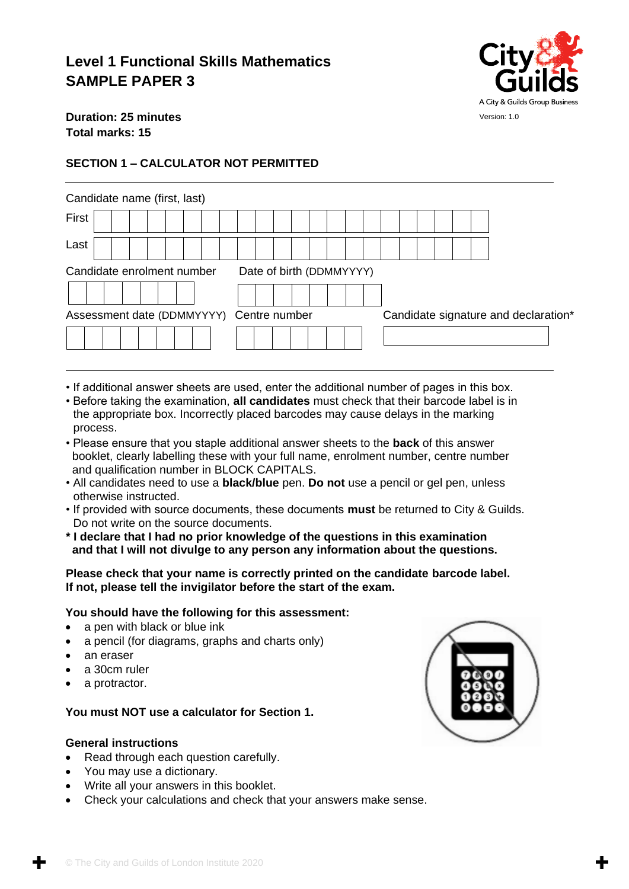# Level 1 Functional Skills Mathematics
# SAMPLE PAPER 3

Version: 1.0

**Duration: 25 minutes**
**Total marks: 15**

## SECTION 1 – CALCULATOR NOT PERMITTED

Candidate name (first, last)

First

Last

Candidate enrolment number

Date of birth (DDMMYYYY)

Assessment date (DDMMYYYY)

Centre number

Candidate signature and declaration*

- If additional answer sheets are used, enter the additional number of pages in this box.
- Before taking the examination, **all candidates** must check that their barcode label is in the appropriate box. Incorrectly placed barcodes may cause delays in the marking process.
- Please ensure that you staple additional answer sheets to the **back** of this answer booklet, clearly labelling these with your full name, enrolment number, centre number and qualification number in BLOCK CAPITALS.
- All candidates need to use a **black/blue** pen. **Do not** use a pencil or gel pen, unless otherwise instructed.
- If provided with source documents, these documents **must** be returned to City & Guilds. Do not write on the source documents.

**\* I declare that I had no prior knowledge of the questions in this examination and that I will not divulge to any person any information about the questions.**

**Please check that your name is correctly printed on the candidate barcode label. If not, please tell the invigilator before the start of the exam.**

**You should have the following for this assessment:**

- a pen with black or blue ink
- a pencil (for diagrams, graphs and charts only)
- an eraser
- a 30cm ruler
- a protractor.

**You must NOT use a calculator for Section 1.**

**General instructions**

- Read through each question carefully.
- You may use a dictionary.
- Write all your answers in this booklet.
- Check your calculations and check that your answers make sense.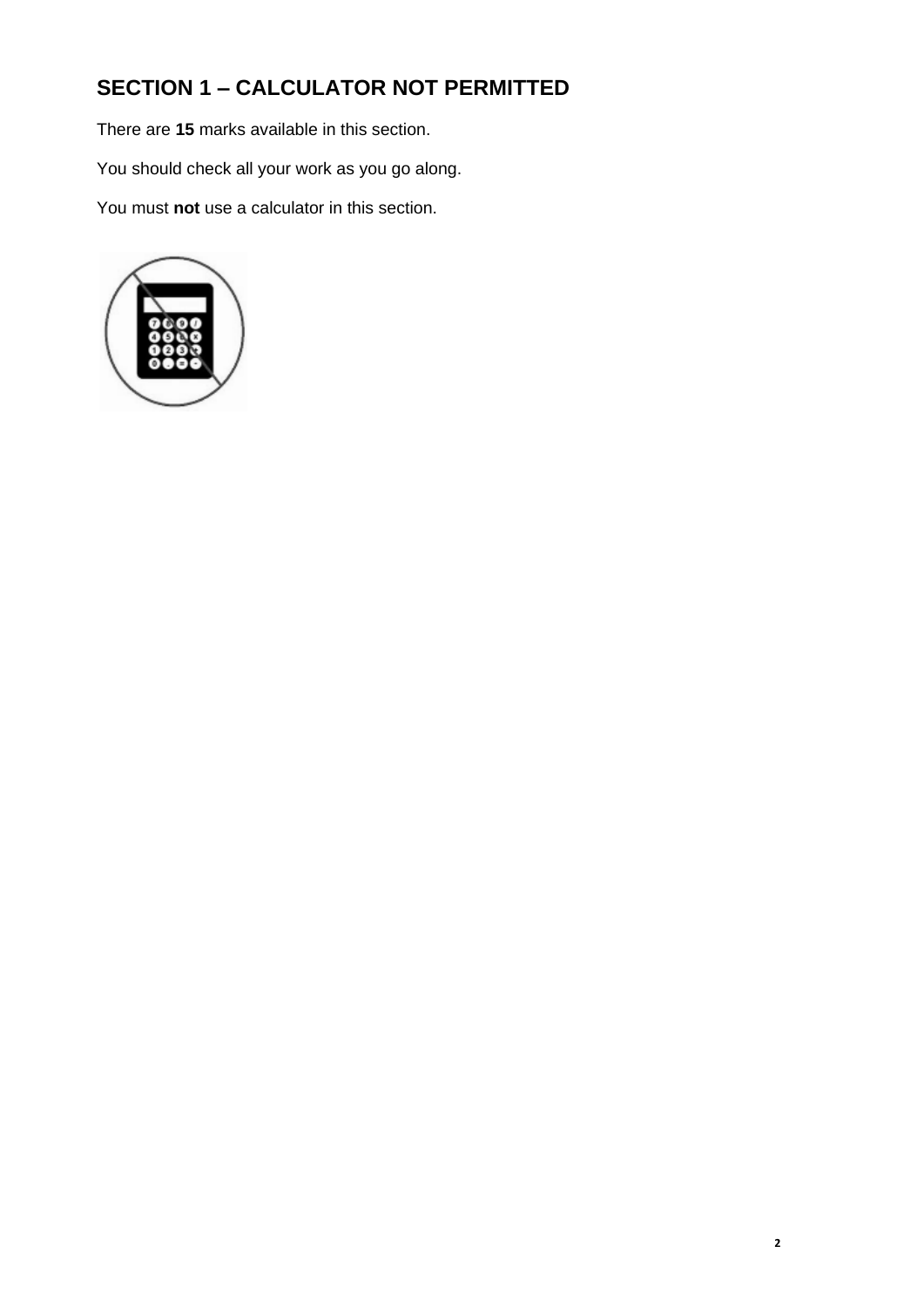## SECTION 1 – CALCULATOR NOT PERMITTED

There are **15** marks available in this section.

You should check all your work as you go along.

You must **not** use a calculator in this section.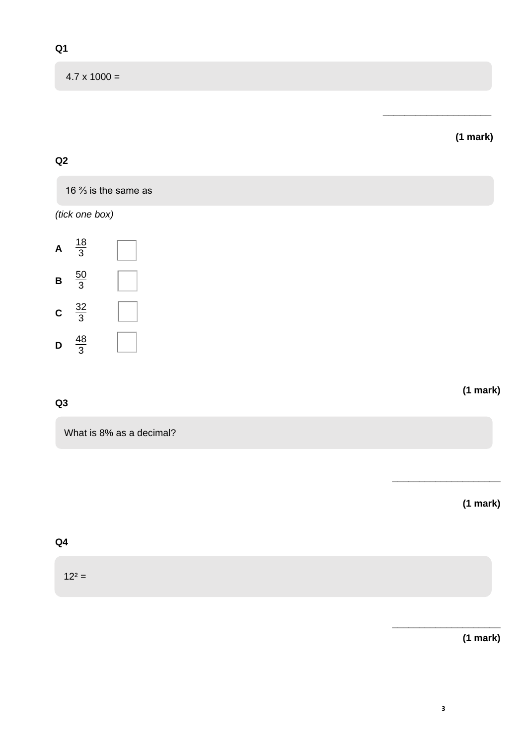**Q1**

4.7 x 1000 =

\_\_\_\_\_\_\_\_\_\_\_\_\_\_\_\_\_\_\_\_

**(1 mark)**

**Q2**

$16 \frac{2}{3}$ is the same as

*(tick one box)*

**A** $\frac{18}{3}$ ☐

**B** $\frac{50}{3}$ ☐

**C** $\frac{32}{3}$ ☐

**D** $\frac{48}{3}$ ☐

**(1 mark)**

**Q3**

What is 8% as a decimal?

\_\_\_\_\_\_\_\_\_\_\_\_\_\_\_\_\_\_\_\_

**(1 mark)**

**Q4**

$12^2$ =

\_\_\_\_\_\_\_\_\_\_\_\_\_\_\_\_\_\_\_\_

**(1 mark)**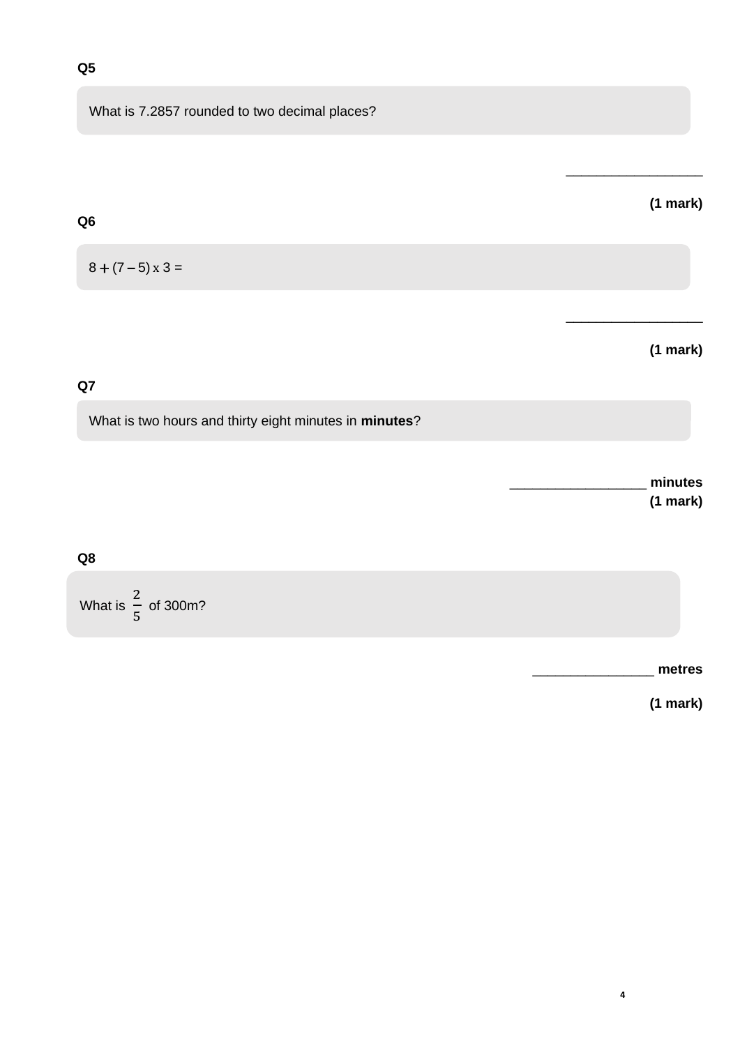**Q5**

What is 7.2857 rounded to two decimal places?

\_\_\_\_\_\_\_\_\_\_\_\_\_\_\_\_\_\_

**(1 mark)**

**Q6**

$8 + (7 - 5) \times 3 =$

\_\_\_\_\_\_\_\_\_\_\_\_\_\_\_\_\_\_

**(1 mark)**

**Q7**

What is two hours and thirty eight minutes in **minutes**?

\_\_\_\_\_\_\_\_\_\_\_\_\_\_\_\_\_\_ **minutes**

**(1 mark)**

**Q8**

What is $\frac{2}{5}$ of 300m?

\_\_\_\_\_\_\_\_\_\_\_\_\_\_\_\_ **metres**

**(1 mark)**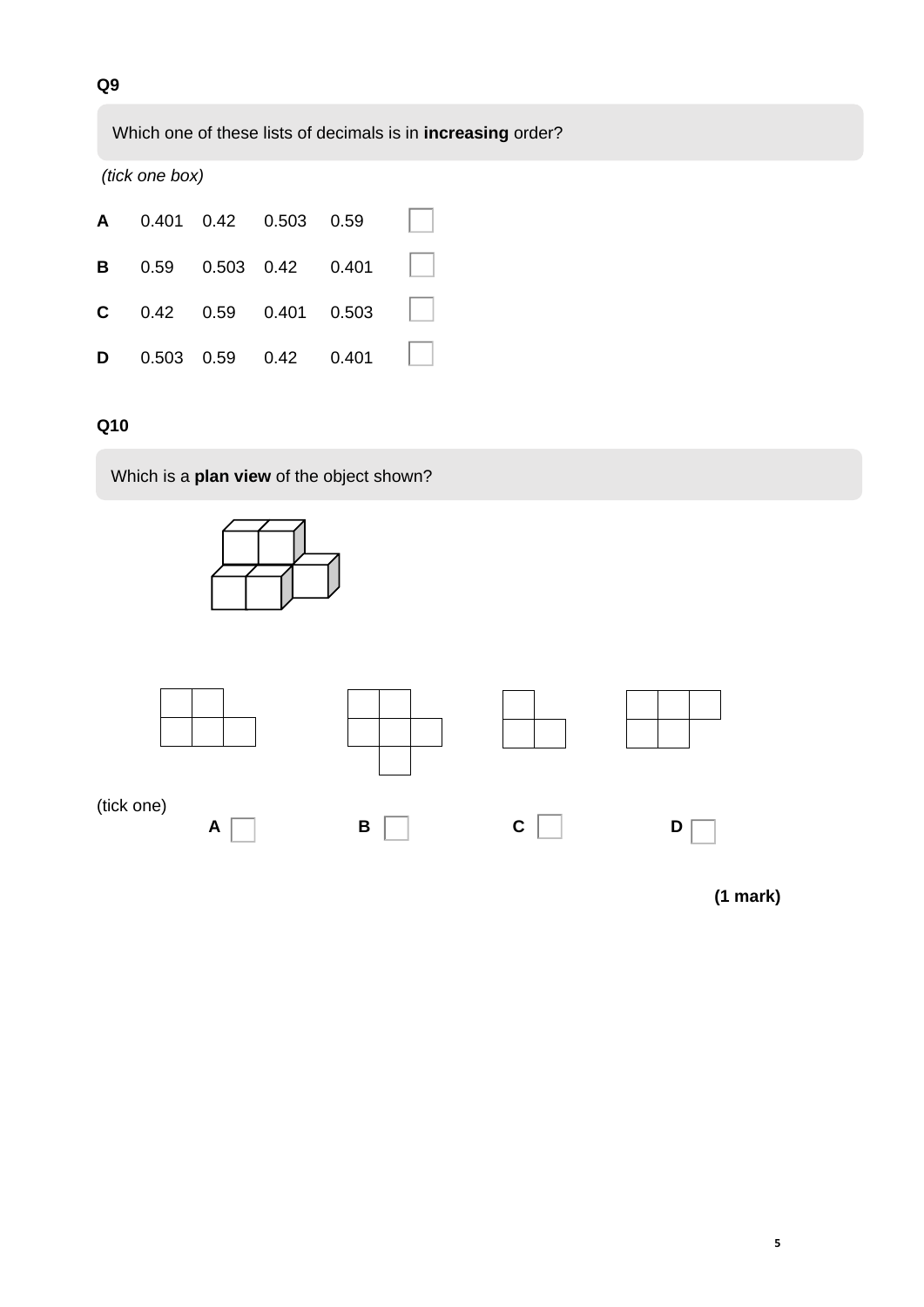**Q9**

Which one of these lists of decimals is in **increasing** order?

*(tick one box)*

| | | | | | |
|---|---|---|---|---|---|
| **A** | 0.401 | 0.42 | 0.503 | 0.59 | ☐ |
| **B** | 0.59 | 0.503 | 0.42 | 0.401 | ☐ |
| **C** | 0.42 | 0.59 | 0.401 | 0.503 | ☐ |
| **D** | 0.503 | 0.59 | 0.42 | 0.401 | ☐ |

**Q10**

Which is a **plan view** of the object shown?

(tick one)

**A** ☐ **B** ☐ **C** ☐ **D** ☐

**(1 mark)**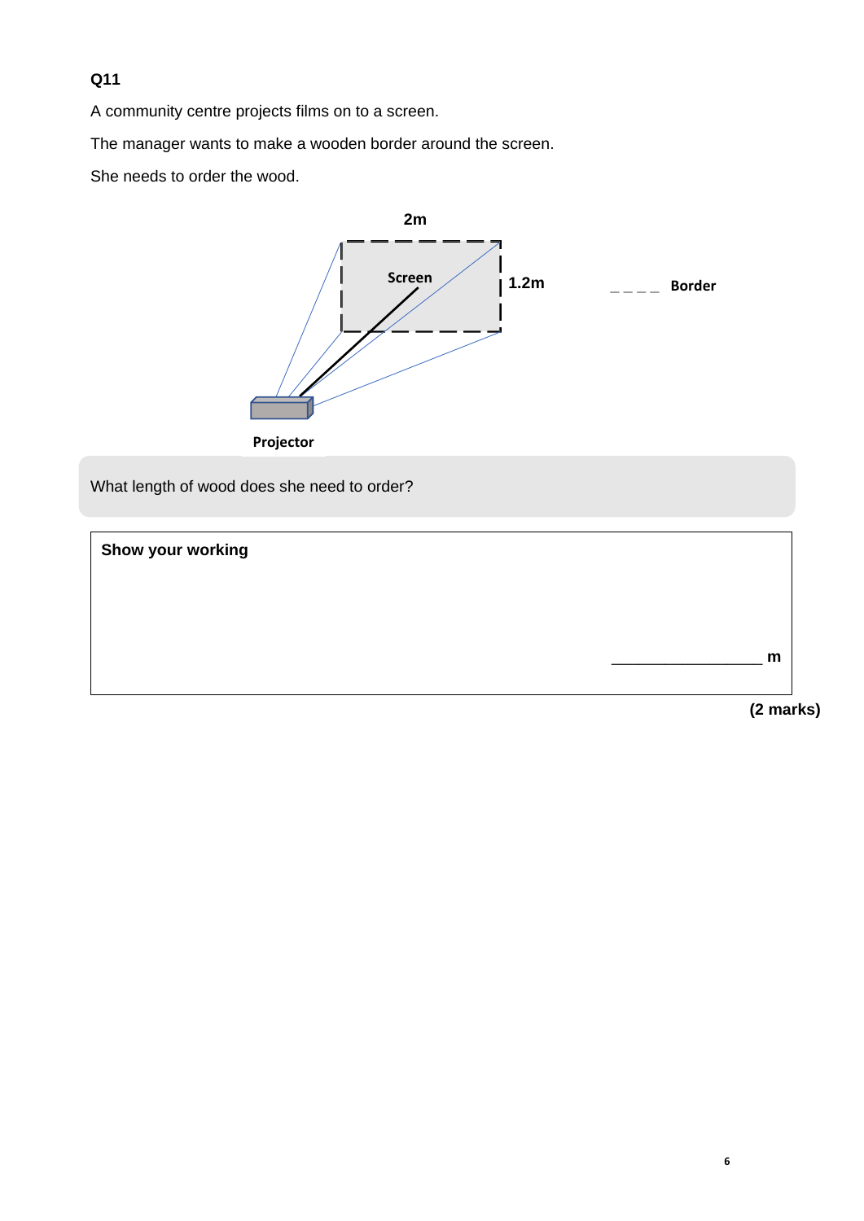**Q11**

A community centre projects films on to a screen.

The manager wants to make a wooden border around the screen.

She needs to order the wood.

2m

Screen

1.2m

_ _ _ _ Border

Projector

What length of wood does she need to order?

**Show your working**

_________________ **m**

**(2 marks)**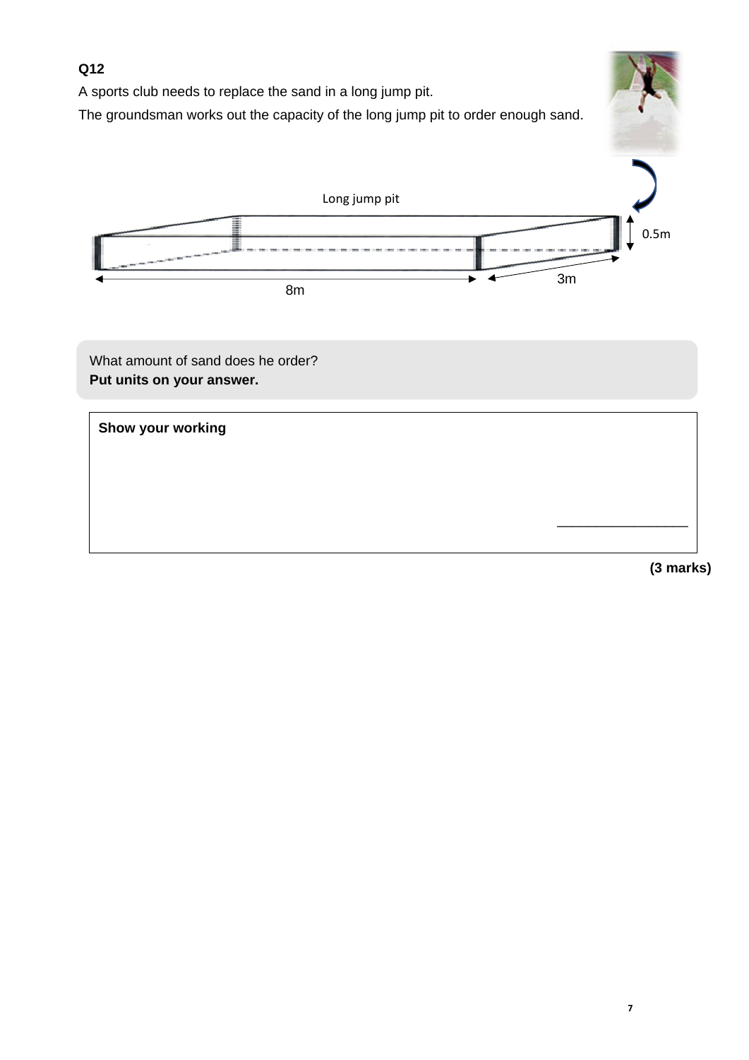**Q12**

A sports club needs to replace the sand in a long jump pit.

The groundsman works out the capacity of the long jump pit to order enough sand.

Long jump pit

0.5m

8m

3m

What amount of sand does he order?
**Put units on your answer.**

**Show your working**

\_\_\_\_\_\_\_\_\_\_\_\_\_\_\_\_\_\_

**(3 marks)**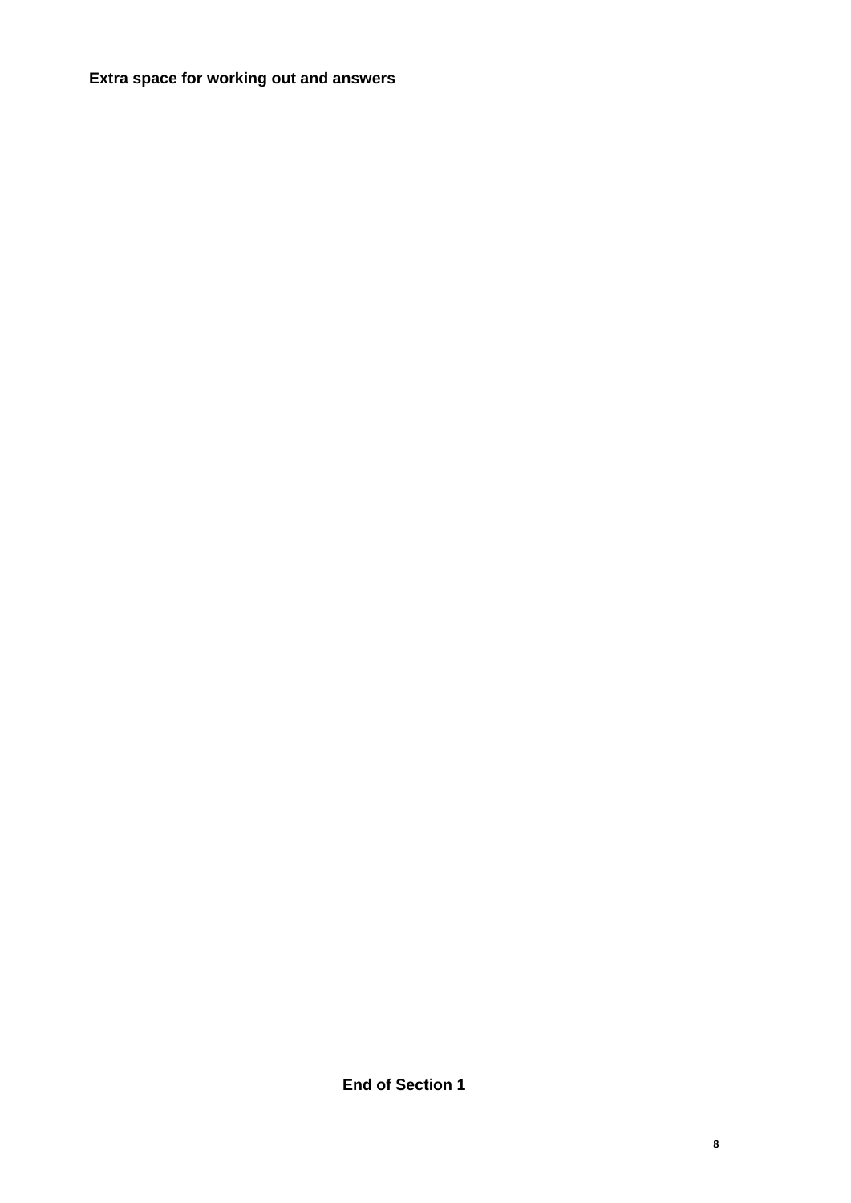**Extra space for working out and answers**

**End of Section 1**